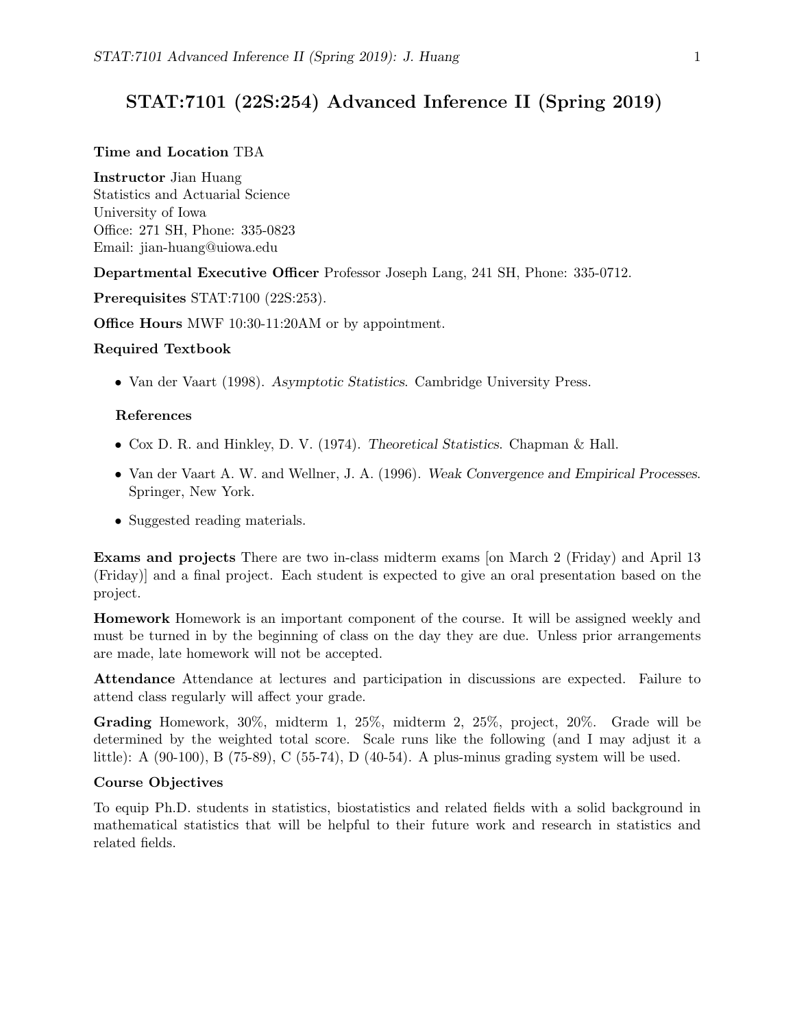# STAT:7101 (22S:254) Advanced Inference II (Spring 2019)

**Time and Location** TBA

**Instructor** Jian Huang
Statistics and Actuarial Science
University of Iowa
Office: 271 SH, Phone: 335-0823
Email: jian-huang@uiowa.edu

**Departmental Executive Officer** Professor Joseph Lang, 241 SH, Phone: 335-0712.

**Prerequisites** STAT:7100 (22S:253).

**Office Hours** MWF 10:30-11:20AM or by appointment.

**Required Textbook**

- Van der Vaart (1998). *Asymptotic Statistics*. Cambridge University Press.

**References**

- Cox D. R. and Hinkley, D. V. (1974). *Theoretical Statistics*. Chapman & Hall.
- Van der Vaart A. W. and Wellner, J. A. (1996). *Weak Convergence and Empirical Processes*. Springer, New York.
- Suggested reading materials.

**Exams and projects** There are two in-class midterm exams [on March 2 (Friday) and April 13 (Friday)] and a final project. Each student is expected to give an oral presentation based on the project.

**Homework** Homework is an important component of the course. It will be assigned weekly and must be turned in by the beginning of class on the day they are due. Unless prior arrangements are made, late homework will not be accepted.

**Attendance** Attendance at lectures and participation in discussions are expected. Failure to attend class regularly will affect your grade.

**Grading** Homework, 30%, midterm 1, 25%, midterm 2, 25%, project, 20%. Grade will be determined by the weighted total score. Scale runs like the following (and I may adjust it a little): A (90-100), B (75-89), C (55-74), D (40-54). A plus-minus grading system will be used.

**Course Objectives**

To equip Ph.D. students in statistics, biostatistics and related fields with a solid background in mathematical statistics that will be helpful to their future work and research in statistics and related fields.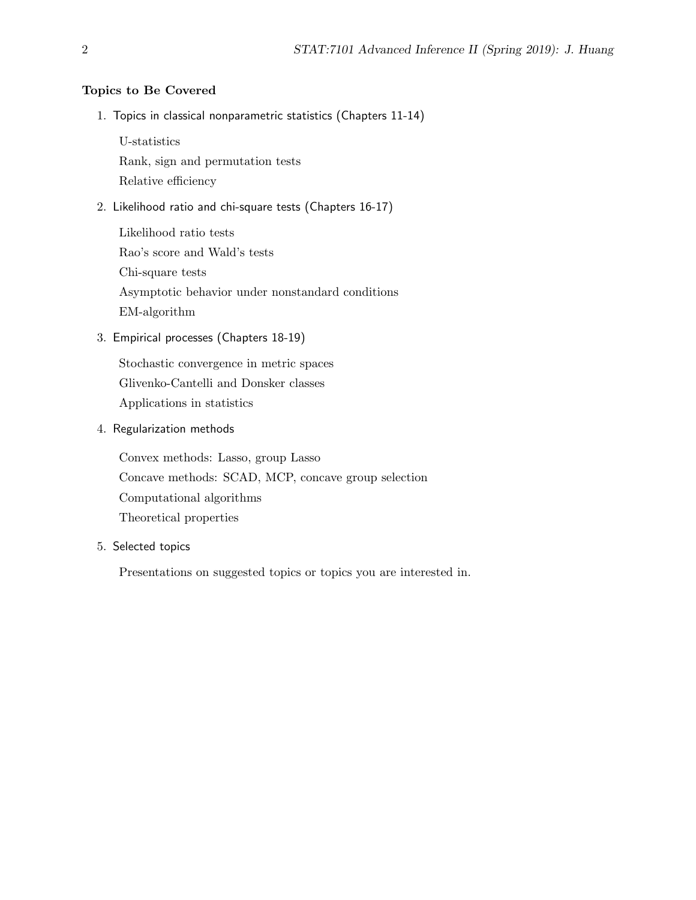**Topics to Be Covered**

1. Topics in classical nonparametric statistics (Chapters 11-14)

   U-statistics

   Rank, sign and permutation tests

   Relative efficiency

2. Likelihood ratio and chi-square tests (Chapters 16-17)

   Likelihood ratio tests

   Rao's score and Wald's tests

   Chi-square tests

   Asymptotic behavior under nonstandard conditions

   EM-algorithm

3. Empirical processes (Chapters 18-19)

   Stochastic convergence in metric spaces

   Glivenko-Cantelli and Donsker classes

   Applications in statistics

4. Regularization methods

   Convex methods: Lasso, group Lasso

   Concave methods: SCAD, MCP, concave group selection

   Computational algorithms

   Theoretical properties

5. Selected topics

   Presentations on suggested topics or topics you are interested in.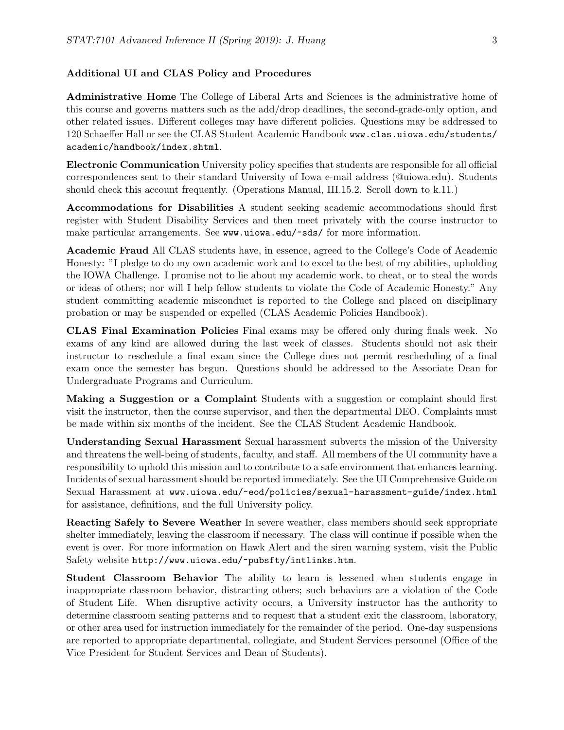### Additional UI and CLAS Policy and Procedures

**Administrative Home** The College of Liberal Arts and Sciences is the administrative home of this course and governs matters such as the add/drop deadlines, the second-grade-only option, and other related issues. Different colleges may have different policies. Questions may be addressed to 120 Schaeffer Hall or see the CLAS Student Academic Handbook `www.clas.uiowa.edu/students/academic/handbook/index.shtml`.

**Electronic Communication** University policy specifies that students are responsible for all official correspondences sent to their standard University of Iowa e-mail address (@uiowa.edu). Students should check this account frequently. (Operations Manual, III.15.2. Scroll down to k.11.)

**Accommodations for Disabilities** A student seeking academic accommodations should first register with Student Disability Services and then meet privately with the course instructor to make particular arrangements. See `www.uiowa.edu/~sds/` for more information.

**Academic Fraud** All CLAS students have, in essence, agreed to the College's Code of Academic Honesty: "I pledge to do my own academic work and to excel to the best of my abilities, upholding the IOWA Challenge. I promise not to lie about my academic work, to cheat, or to steal the words or ideas of others; nor will I help fellow students to violate the Code of Academic Honesty." Any student committing academic misconduct is reported to the College and placed on disciplinary probation or may be suspended or expelled (CLAS Academic Policies Handbook).

**CLAS Final Examination Policies** Final exams may be offered only during finals week. No exams of any kind are allowed during the last week of classes. Students should not ask their instructor to reschedule a final exam since the College does not permit rescheduling of a final exam once the semester has begun. Questions should be addressed to the Associate Dean for Undergraduate Programs and Curriculum.

**Making a Suggestion or a Complaint** Students with a suggestion or complaint should first visit the instructor, then the course supervisor, and then the departmental DEO. Complaints must be made within six months of the incident. See the CLAS Student Academic Handbook.

**Understanding Sexual Harassment** Sexual harassment subverts the mission of the University and threatens the well-being of students, faculty, and staff. All members of the UI community have a responsibility to uphold this mission and to contribute to a safe environment that enhances learning. Incidents of sexual harassment should be reported immediately. See the UI Comprehensive Guide on Sexual Harassment at `www.uiowa.edu/~eod/policies/sexual-harassment-guide/index.html` for assistance, definitions, and the full University policy.

**Reacting Safely to Severe Weather** In severe weather, class members should seek appropriate shelter immediately, leaving the classroom if necessary. The class will continue if possible when the event is over. For more information on Hawk Alert and the siren warning system, visit the Public Safety website `http://www.uiowa.edu/~pubsfty/intlinks.htm`.

**Student Classroom Behavior** The ability to learn is lessened when students engage in inappropriate classroom behavior, distracting others; such behaviors are a violation of the Code of Student Life. When disruptive activity occurs, a University instructor has the authority to determine classroom seating patterns and to request that a student exit the classroom, laboratory, or other area used for instruction immediately for the remainder of the period. One-day suspensions are reported to appropriate departmental, collegiate, and Student Services personnel (Office of the Vice President for Student Services and Dean of Students).